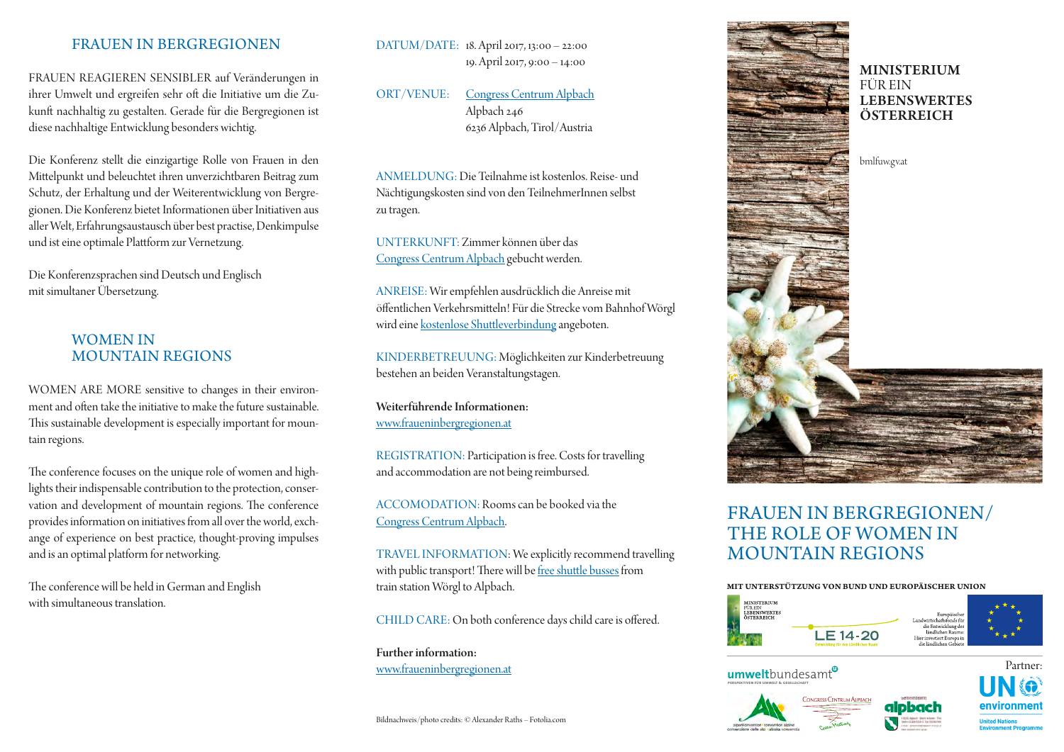## FRAUEN IN BERGREGIONEN

FRAUEN REAGIEREN SENSIBLER auf Veränderungen in ihrer Umwelt und ergreifen sehr oft die Initiative um die Zukunft nachhaltig zu gestalten. Gerade für die Bergregionen ist diese nachhaltige Entwicklung besonders wichtig.

Die Konferenz stellt die einzigartige Rolle von Frauen in den Mittelpunkt und beleuchtet ihren unverzichtbaren Beitrag zum Schutz, der Erhaltung und der Weiterentwicklung von Bergregionen. Die Konferenz bietet Informationen über Initiativen aus aller Welt, Erfahrungsaustausch über best practise, Denkimpulse und ist eine optimale Plattform zur Vernetzung.

Die Konferenzsprachen sind Deutsch und Englisch mit simultaner Übersetzung.

## WOMEN IN MOUNTAIN REGIONS

WOMEN ARE MORE sensitive to changes in their environment and often take the initiative to make the future sustainable. This sustainable development is especially important for mountain regions.

The conference focuses on the unique role of women and highlights their indispensable contribution to the protection, conservation and development of mountain regions. The conference provides information on initiatives from all over the world, exchange of experience on best practice, thought-proving impulses and is an optimal platform for networking.

The conference will be held in German and English with simultaneous translation.

DATUM/DATE: 18. April 2017, 13:00 – 22:00
19. April 2017, 9:00 – 14:00

ORT/VENUE: Congress Centrum Alpbach
Alpbach 246
6236 Alpbach, Tirol/Austria

ANMELDUNG: Die Teilnahme ist kostenlos. Reise- und Nächtigungskosten sind von den TeilnehmerInnen selbst zu tragen.

UNTERKUNFT: Zimmer können über das Congress Centrum Alpbach gebucht werden.

ANREISE: Wir empfehlen ausdrücklich die Anreise mit öffentlichen Verkehrsmitteln! Für die Strecke vom Bahnhof Wörgl wird eine kostenlose Shuttleverbindung angeboten.

KINDERBETREUUNG: Möglichkeiten zur Kinderbetreuung bestehen an beiden Veranstaltungstagen.

**Weiterführende Informationen:**
www.fraueninbergregionen.at

REGISTRATION: Participation is free. Costs for travelling and accommodation are not being reimbursed.

ACCOMODATION: Rooms can be booked via the Congress Centrum Alpbach.

TRAVEL INFORMATION: We explicitly recommend travelling with public transport! There will be free shuttle busses from train station Wörgl to Alpbach.

CHILD CARE: On both conference days child care is offered.

**Further information:**
www.fraueninbergregionen.at

Bildnachweis/photo credits: © Alexander Raths – Fotolia.com

**MINISTERIUM** FÜR EIN **LEBENSWERTES ÖSTERREICH**

bmlfuw.gv.at

# FRAUEN IN BERGREGIONEN/ THE ROLE OF WOMEN IN MOUNTAIN REGIONS

**MIT UNTERSTÜTZUNG VON BUND UND EUROPÄISCHER UNION**

MINISTERIUM FÜR EIN LEBENSWERTES ÖSTERREICH

LE 14-20

Europäischer Landwirtschaftsfonds für die Entwicklung des ländlichen Raums: Hier investiert Europa in die ländlichen Gebiete

umweltbundesamt

Partner:

UN environment
United Nations Environment Programme

Congress Centrum Alpbach

alpbach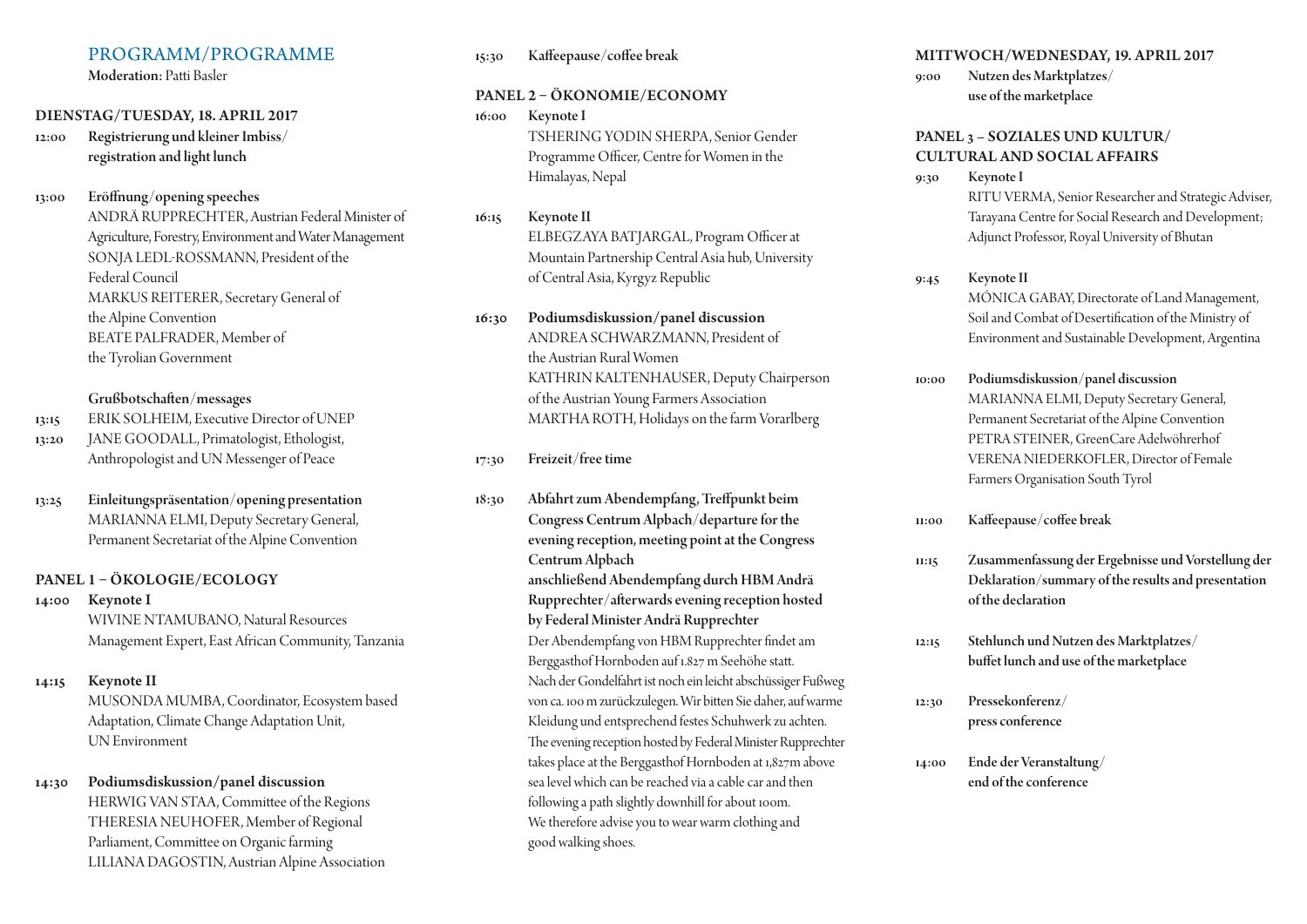## PROGRAMM/PROGRAMME

**Moderation:** Patti Basler

### DIENSTAG/TUESDAY, 18. APRIL 2017

12:00 **Registrierung und kleiner Imbiss/registration and light lunch**

13:00 **Eröffnung/opening speeches**
ANDRÄ RUPPRECHTER, Austrian Federal Minister of Agriculture, Forestry, Environment and Water Management
SONJA LEDL-ROSSMANN, President of the Federal Council
MARKUS REITERER, Secretary General of the Alpine Convention
BEATE PALFRADER, Member of the Tyrolian Government

**Grußbotschaften/messages**

13:15 ERIK SOLHEIM, Executive Director of UNEP

13:20 JANE GOODALL, Primatologist, Ethologist, Anthropologist and UN Messenger of Peace

13:25 **Einleitungspräsentation/opening presentation**
MARIANNA ELMI, Deputy Secretary General, Permanent Secretariat of the Alpine Convention

### PANEL 1 – ÖKOLOGIE/ECOLOGY

14:00 **Keynote I**
WIVINE NTAMUBANO, Natural Resources Management Expert, East African Community, Tanzania

14:15 **Keynote II**
MUSONDA MUMBA, Coordinator, Ecosystem based Adaptation, Climate Change Adaptation Unit, UN Environment

14:30 **Podiumsdiskussion/panel discussion**
HERWIG VAN STAA, Committee of the Regions
THERESIA NEUHOFER, Member of Regional Parliament, Committee on Organic farming
LILIANA DAGOSTIN, Austrian Alpine Association

15:30 **Kaffeepause/coffee break**

### PANEL 2 – ÖKONOMIE/ECONOMY

16:00 **Keynote I**
TSHERING YODIN SHERPA, Senior Gender Programme Officer, Centre for Women in the Himalayas, Nepal

16:15 **Keynote II**
ELBEGZAYA BATJARGAL, Program Officer at Mountain Partnership Central Asia hub, University of Central Asia, Kyrgyz Republic

16:30 **Podiumsdiskussion/panel discussion**
ANDREA SCHWARZMANN, President of the Austrian Rural Women
KATHRIN KALTENHAUSER, Deputy Chairperson of the Austrian Young Farmers Association
MARTHA ROTH, Holidays on the farm Vorarlberg

17:30 **Freizeit/free time**

18:30 **Abfahrt zum Abendempfang, Treffpunkt beim Congress Centrum Alpbach/departure for the evening reception, meeting point at the Congress Centrum Alpbach**
**anschließend Abendempfang durch HBM Andrä Rupprechter/afterwards evening reception hosted by Federal Minister Andrä Rupprechter**
Der Abendempfang von HBM Rupprechter findet am Berggasthof Hornboden auf 1.827 m Seehöhe statt. Nach der Gondelfahrt ist noch ein leicht abschüssiger Fußweg von ca. 100 m zurückzulegen. Wir bitten Sie daher, auf warme Kleidung und entsprechend festes Schuhwerk zu achten.
The evening reception hosted by Federal Minister Rupprechter takes place at the Berggasthof Hornboden at 1,827m above sea level which can be reached via a cable car and then following a path slightly downhill for about 100m. We therefore advise you to wear warm clothing and good walking shoes.

### MITTWOCH/WEDNESDAY, 19. APRIL 2017

9:00 **Nutzen des Marktplatzes/use of the marketplace**

### PANEL 3 – SOZIALES UND KULTUR/CULTURAL AND SOCIAL AFFAIRS

9:30 **Keynote I**
RITU VERMA, Senior Researcher and Strategic Adviser, Tarayana Centre for Social Research and Development; Adjunct Professor, Royal University of Bhutan

9:45 **Keynote II**
MÓNICA GABAY, Directorate of Land Management, Soil and Combat of Desertification of the Ministry of Environment and Sustainable Development, Argentina

10:00 **Podiumsdiskussion/panel discussion**
MARIANNA ELMI, Deputy Secretary General, Permanent Secretariat of the Alpine Convention
PETRA STEINER, GreenCare Adelwöhrerhof
VERENA NIEDERKOFLER, Director of Female Farmers Organisation South Tyrol

11:00 **Kaffeepause/coffee break**

11:15 **Zusammenfassung der Ergebnisse und Vorstellung der Deklaration/summary of the results and presentation of the declaration**

12:15 **Stehlunch und Nutzen des Marktplatzes/buffet lunch and use of the marketplace**

12:30 **Pressekonferenz/press conference**

14:00 **Ende der Veranstaltung/end of the conference**